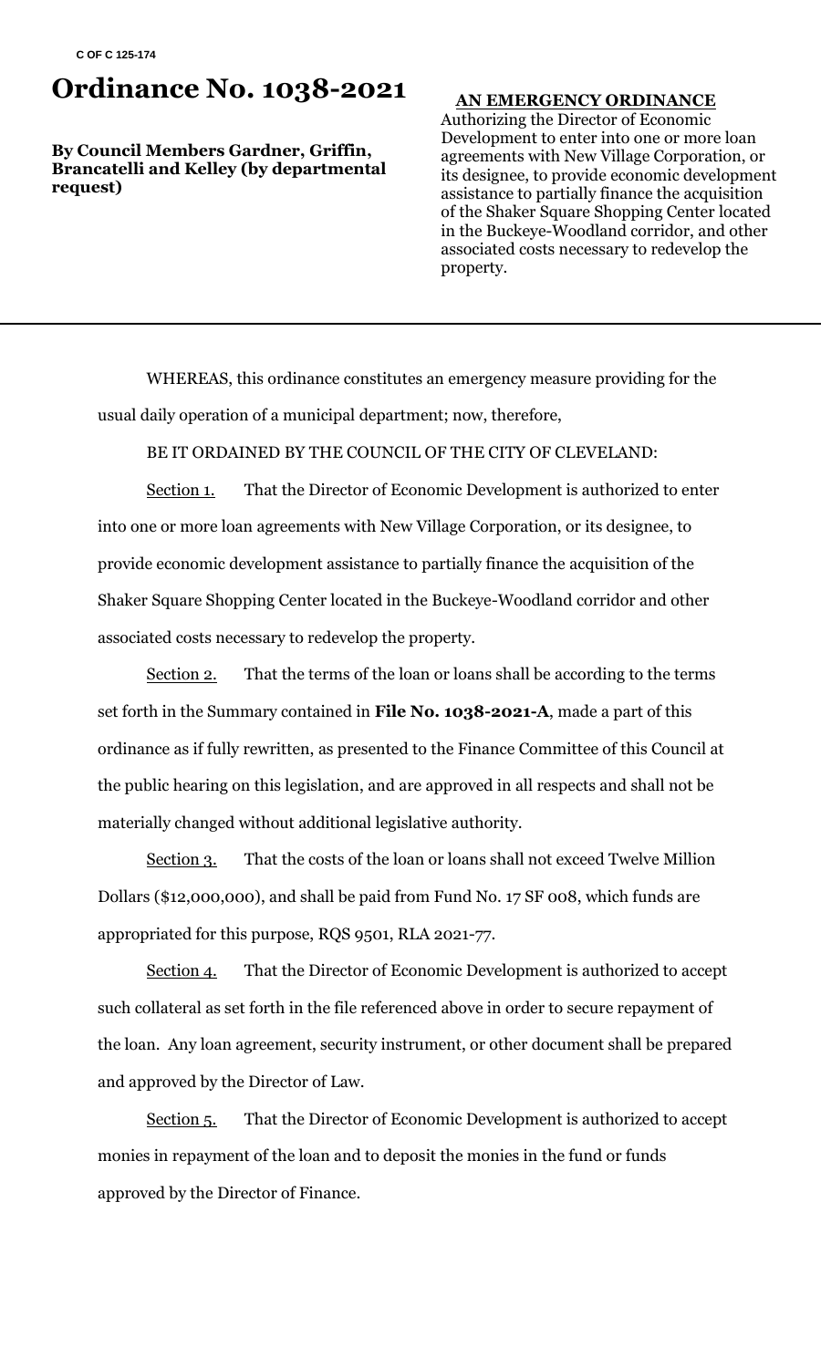C OF C 125-174

# Ordinance No. 1038-2021

**By Council Members Gardner, Griffin, Brancatelli and Kelley (by departmental request)**

**AN EMERGENCY ORDINANCE**

Authorizing the Director of Economic Development to enter into one or more loan agreements with New Village Corporation, or its designee, to provide economic development assistance to partially finance the acquisition of the Shaker Square Shopping Center located in the Buckeye-Woodland corridor, and other associated costs necessary to redevelop the property.

---

WHEREAS, this ordinance constitutes an emergency measure providing for the usual daily operation of a municipal department; now, therefore,

BE IT ORDAINED BY THE COUNCIL OF THE CITY OF CLEVELAND:

Section 1. That the Director of Economic Development is authorized to enter into one or more loan agreements with New Village Corporation, or its designee, to provide economic development assistance to partially finance the acquisition of the Shaker Square Shopping Center located in the Buckeye-Woodland corridor and other associated costs necessary to redevelop the property.

Section 2. That the terms of the loan or loans shall be according to the terms set forth in the Summary contained in **File No. 1038-2021-A**, made a part of this ordinance as if fully rewritten, as presented to the Finance Committee of this Council at the public hearing on this legislation, and are approved in all respects and shall not be materially changed without additional legislative authority.

Section 3. That the costs of the loan or loans shall not exceed Twelve Million Dollars ($12,000,000), and shall be paid from Fund No. 17 SF 008, which funds are appropriated for this purpose, RQS 9501, RLA 2021-77.

Section 4. That the Director of Economic Development is authorized to accept such collateral as set forth in the file referenced above in order to secure repayment of the loan. Any loan agreement, security instrument, or other document shall be prepared and approved by the Director of Law.

Section 5. That the Director of Economic Development is authorized to accept monies in repayment of the loan and to deposit the monies in the fund or funds approved by the Director of Finance.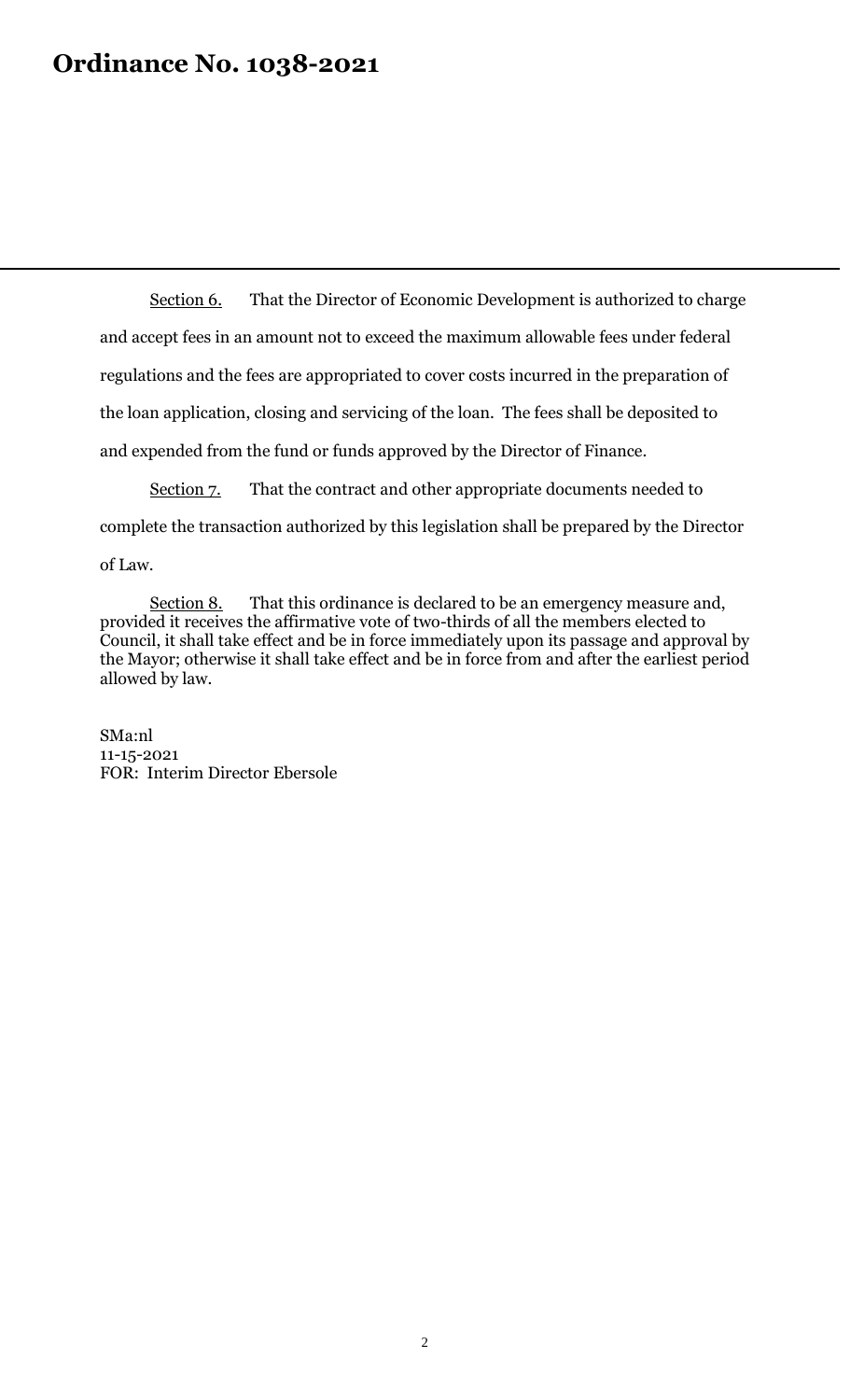# Ordinance No. 1038-2021

<u>Section 6.</u> That the Director of Economic Development is authorized to charge and accept fees in an amount not to exceed the maximum allowable fees under federal regulations and the fees are appropriated to cover costs incurred in the preparation of the loan application, closing and servicing of the loan. The fees shall be deposited to and expended from the fund or funds approved by the Director of Finance.

<u>Section 7.</u> That the contract and other appropriate documents needed to complete the transaction authorized by this legislation shall be prepared by the Director of Law.

<u>Section 8.</u> That this ordinance is declared to be an emergency measure and, provided it receives the affirmative vote of two-thirds of all the members elected to Council, it shall take effect and be in force immediately upon its passage and approval by the Mayor; otherwise it shall take effect and be in force from and after the earliest period allowed by law.

SMa:nl
11-15-2021
FOR: Interim Director Ebersole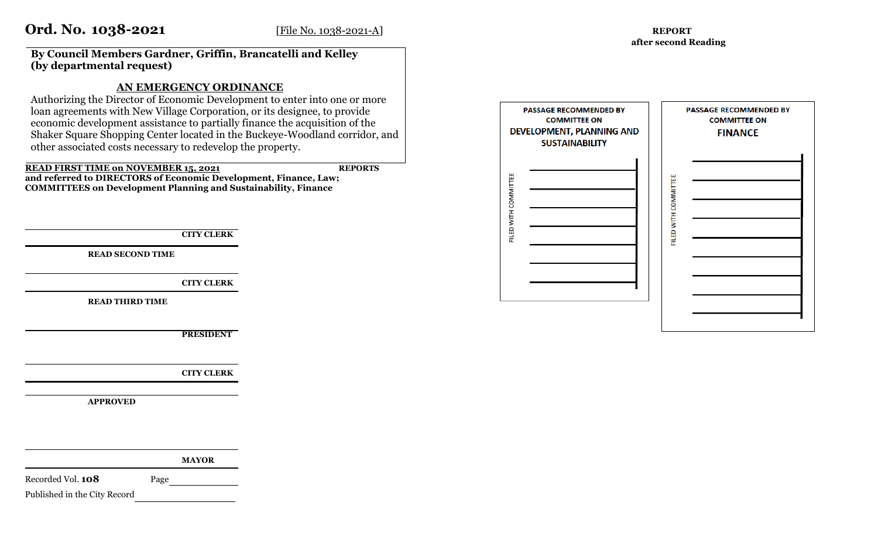# Ord. No. 1038-2021

[File No. 1038-2021-A]

**By Council Members Gardner, Griffin, Brancatelli and Kelley (by departmental request)**

## AN EMERGENCY ORDINANCE

Authorizing the Director of Economic Development to enter into one or more loan agreements with New Village Corporation, or its designee, to provide economic development assistance to partially finance the acquisition of the Shaker Square Shopping Center located in the Buckeye-Woodland corridor, and other associated costs necessary to redevelop the property.

**READ FIRST TIME on NOVEMBER 15, 2021**
**and referred to DIRECTORS of Economic Development, Finance, Law; COMMITTEES on Development Planning and Sustainability, Finance**

**REPORTS**

**CITY CLERK**

**READ SECOND TIME**

**CITY CLERK**

**READ THIRD TIME**

**PRESIDENT**

**CITY CLERK**

**APPROVED**

**MAYOR**

Recorded Vol. **108** Page

Published in the City Record

**REPORT after second Reading**

**PASSAGE RECOMMENDED BY COMMITTEE ON DEVELOPMENT, PLANNING AND SUSTAINABILITY**

FILED WITH COMMITTEE

**PASSAGE RECOMMENDED BY COMMITTEE ON FINANCE**

FILED WITH COMMITTEE